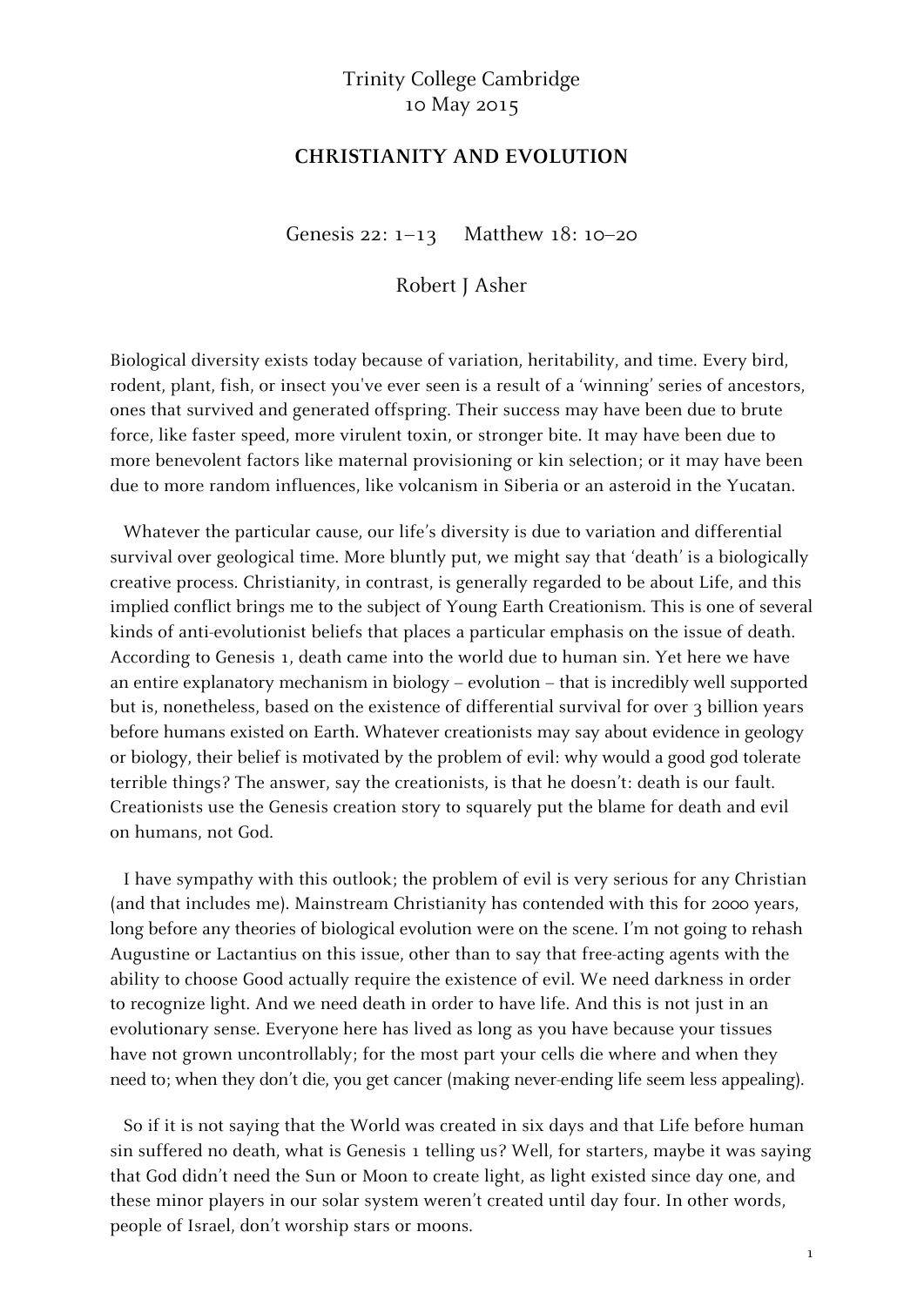Trinity College Cambridge
10 May 2015

## CHRISTIANITY AND EVOLUTION

Genesis 22: 1–13 Matthew 18: 10–20

Robert J Asher

Biological diversity exists today because of variation, heritability, and time. Every bird, rodent, plant, fish, or insect you've ever seen is a result of a 'winning' series of ancestors, ones that survived and generated offspring. Their success may have been due to brute force, like faster speed, more virulent toxin, or stronger bite. It may have been due to more benevolent factors like maternal provisioning or kin selection; or it may have been due to more random influences, like volcanism in Siberia or an asteroid in the Yucatan.

Whatever the particular cause, our life's diversity is due to variation and differential survival over geological time. More bluntly put, we might say that 'death' is a biologically creative process. Christianity, in contrast, is generally regarded to be about Life, and this implied conflict brings me to the subject of Young Earth Creationism. This is one of several kinds of anti-evolutionist beliefs that places a particular emphasis on the issue of death. According to Genesis 1, death came into the world due to human sin. Yet here we have an entire explanatory mechanism in biology – evolution – that is incredibly well supported but is, nonetheless, based on the existence of differential survival for over 3 billion years before humans existed on Earth. Whatever creationists may say about evidence in geology or biology, their belief is motivated by the problem of evil: why would a good god tolerate terrible things? The answer, say the creationists, is that he doesn't: death is our fault. Creationists use the Genesis creation story to squarely put the blame for death and evil on humans, not God.

I have sympathy with this outlook; the problem of evil is very serious for any Christian (and that includes me). Mainstream Christianity has contended with this for 2000 years, long before any theories of biological evolution were on the scene. I'm not going to rehash Augustine or Lactantius on this issue, other than to say that free-acting agents with the ability to choose Good actually require the existence of evil. We need darkness in order to recognize light. And we need death in order to have life. And this is not just in an evolutionary sense. Everyone here has lived as long as you have because your tissues have not grown uncontrollably; for the most part your cells die where and when they need to; when they don't die, you get cancer (making never-ending life seem less appealing).

So if it is not saying that the World was created in six days and that Life before human sin suffered no death, what is Genesis 1 telling us? Well, for starters, maybe it was saying that God didn't need the Sun or Moon to create light, as light existed since day one, and these minor players in our solar system weren't created until day four. In other words, people of Israel, don't worship stars or moons.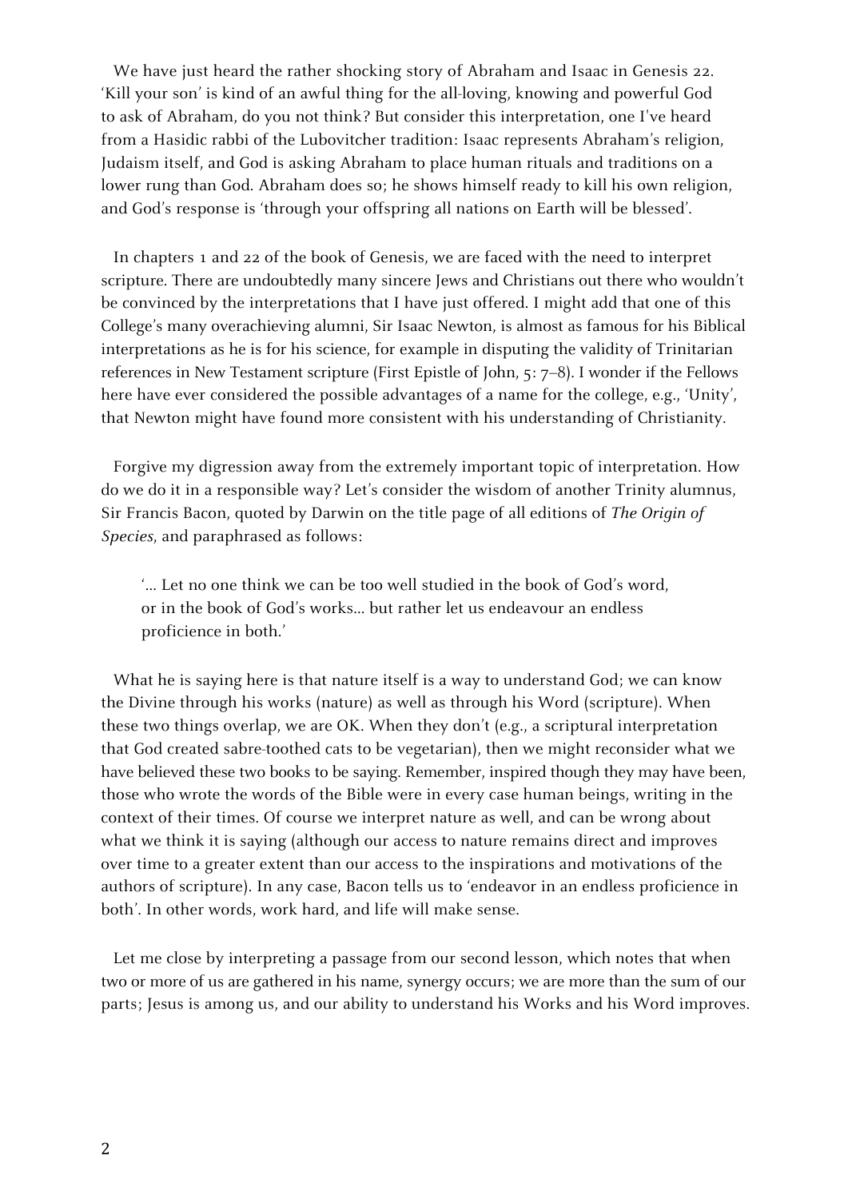We have just heard the rather shocking story of Abraham and Isaac in Genesis 22. 'Kill your son' is kind of an awful thing for the all-loving, knowing and powerful God to ask of Abraham, do you not think? But consider this interpretation, one I've heard from a Hasidic rabbi of the Lubovitcher tradition: Isaac represents Abraham's religion, Judaism itself, and God is asking Abraham to place human rituals and traditions on a lower rung than God. Abraham does so; he shows himself ready to kill his own religion, and God's response is 'through your offspring all nations on Earth will be blessed'.

In chapters 1 and 22 of the book of Genesis, we are faced with the need to interpret scripture. There are undoubtedly many sincere Jews and Christians out there who wouldn't be convinced by the interpretations that I have just offered. I might add that one of this College's many overachieving alumni, Sir Isaac Newton, is almost as famous for his Biblical interpretations as he is for his science, for example in disputing the validity of Trinitarian references in New Testament scripture (First Epistle of John, 5: 7–8). I wonder if the Fellows here have ever considered the possible advantages of a name for the college, e.g., 'Unity', that Newton might have found more consistent with his understanding of Christianity.

Forgive my digression away from the extremely important topic of interpretation. How do we do it in a responsible way? Let's consider the wisdom of another Trinity alumnus, Sir Francis Bacon, quoted by Darwin on the title page of all editions of *The Origin of Species*, and paraphrased as follows:

> '... Let no one think we can be too well studied in the book of God's word, or in the book of God's works... but rather let us endeavour an endless proficience in both.'

What he is saying here is that nature itself is a way to understand God; we can know the Divine through his works (nature) as well as through his Word (scripture). When these two things overlap, we are OK. When they don't (e.g., a scriptural interpretation that God created sabre-toothed cats to be vegetarian), then we might reconsider what we have believed these two books to be saying. Remember, inspired though they may have been, those who wrote the words of the Bible were in every case human beings, writing in the context of their times. Of course we interpret nature as well, and can be wrong about what we think it is saying (although our access to nature remains direct and improves over time to a greater extent than our access to the inspirations and motivations of the authors of scripture). In any case, Bacon tells us to 'endeavor in an endless proficience in both'. In other words, work hard, and life will make sense.

Let me close by interpreting a passage from our second lesson, which notes that when two or more of us are gathered in his name, synergy occurs; we are more than the sum of our parts; Jesus is among us, and our ability to understand his Works and his Word improves.